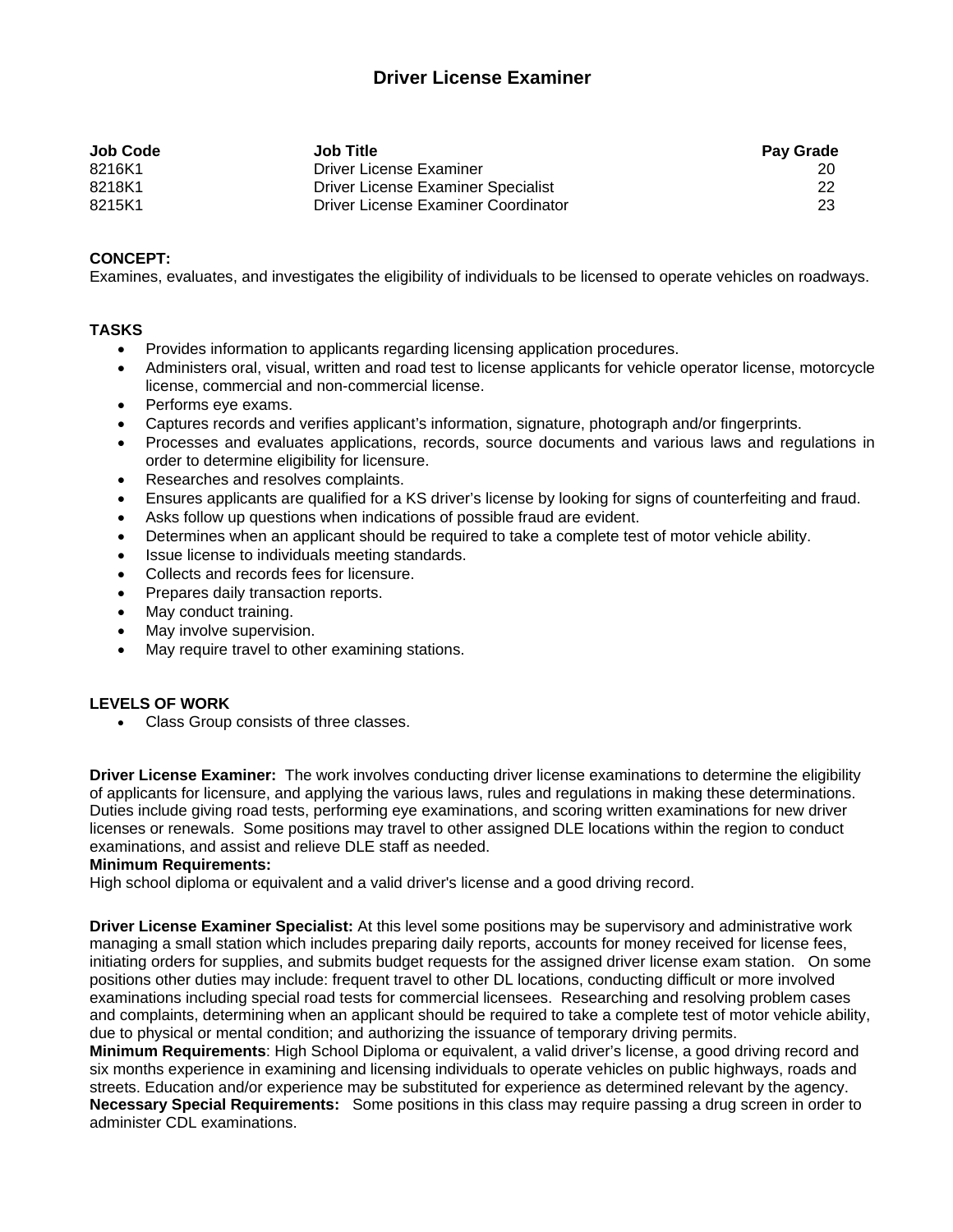# Driver License Examiner

| Job Code | Job Title | Pay Grade |
|---|---|---|
| 8216K1 | Driver License Examiner | 20 |
| 8218K1 | Driver License Examiner Specialist | 22 |
| 8215K1 | Driver License Examiner Coordinator | 23 |

**CONCEPT:**
Examines, evaluates, and investigates the eligibility of individuals to be licensed to operate vehicles on roadways.

**TASKS**

- Provides information to applicants regarding licensing application procedures.
- Administers oral, visual, written and road test to license applicants for vehicle operator license, motorcycle license, commercial and non-commercial license.
- Performs eye exams.
- Captures records and verifies applicant's information, signature, photograph and/or fingerprints.
- Processes and evaluates applications, records, source documents and various laws and regulations in order to determine eligibility for licensure.
- Researches and resolves complaints.
- Ensures applicants are qualified for a KS driver's license by looking for signs of counterfeiting and fraud.
- Asks follow up questions when indications of possible fraud are evident.
- Determines when an applicant should be required to take a complete test of motor vehicle ability.
- Issue license to individuals meeting standards.
- Collects and records fees for licensure.
- Prepares daily transaction reports.
- May conduct training.
- May involve supervision.
- May require travel to other examining stations.

**LEVELS OF WORK**

- Class Group consists of three classes.

**Driver License Examiner:** The work involves conducting driver license examinations to determine the eligibility of applicants for licensure, and applying the various laws, rules and regulations in making these determinations. Duties include giving road tests, performing eye examinations, and scoring written examinations for new driver licenses or renewals. Some positions may travel to other assigned DLE locations within the region to conduct examinations, and assist and relieve DLE staff as needed.
**Minimum Requirements:**
High school diploma or equivalent and a valid driver's license and a good driving record.

**Driver License Examiner Specialist:** At this level some positions may be supervisory and administrative work managing a small station which includes preparing daily reports, accounts for money received for license fees, initiating orders for supplies, and submits budget requests for the assigned driver license exam station. On some positions other duties may include: frequent travel to other DL locations, conducting difficult or more involved examinations including special road tests for commercial licensees. Researching and resolving problem cases and complaints, determining when an applicant should be required to take a complete test of motor vehicle ability, due to physical or mental condition; and authorizing the issuance of temporary driving permits.
**Minimum Requirements**: High School Diploma or equivalent, a valid driver's license, a good driving record and six months experience in examining and licensing individuals to operate vehicles on public highways, roads and streets. Education and/or experience may be substituted for experience as determined relevant by the agency.
**Necessary Special Requirements:** Some positions in this class may require passing a drug screen in order to administer CDL examinations.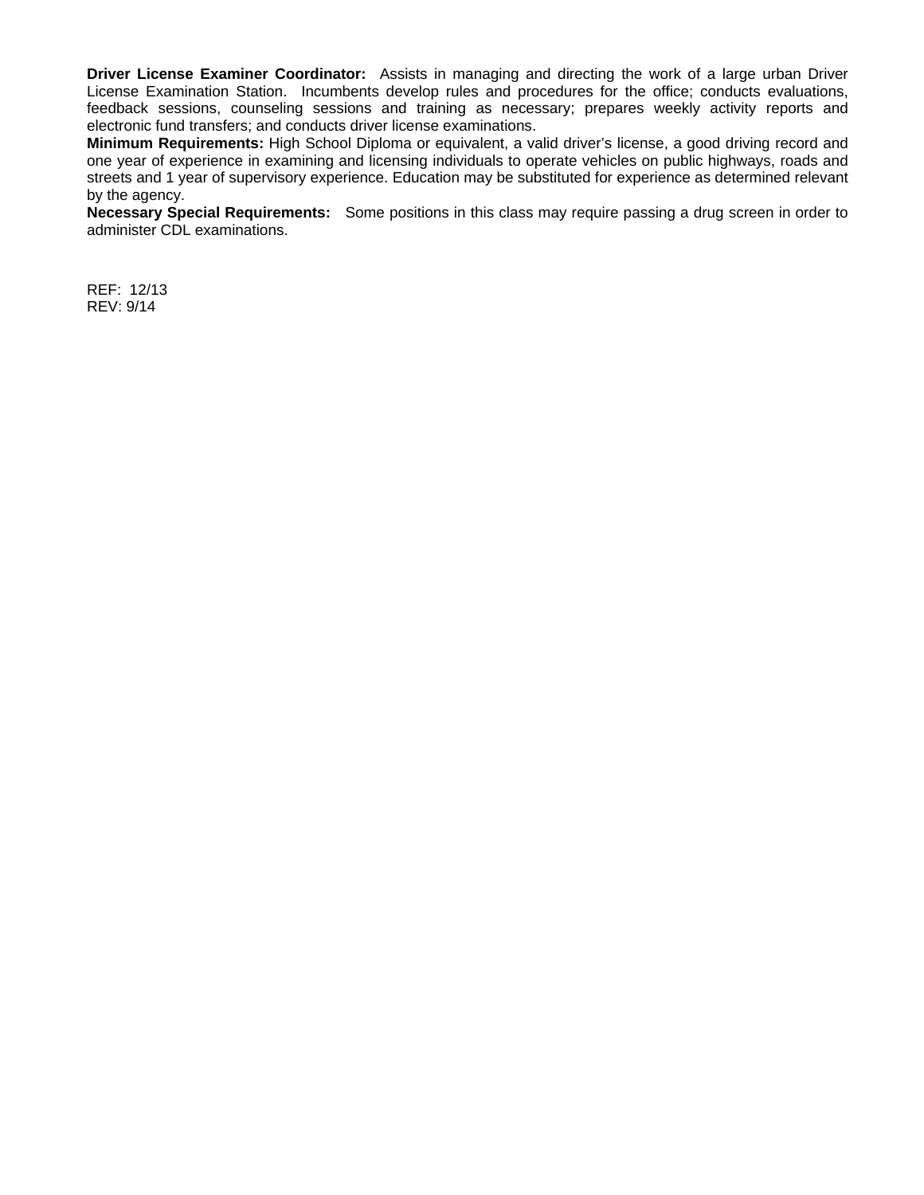**Driver License Examiner Coordinator:** Assists in managing and directing the work of a large urban Driver License Examination Station. Incumbents develop rules and procedures for the office; conducts evaluations, feedback sessions, counseling sessions and training as necessary; prepares weekly activity reports and electronic fund transfers; and conducts driver license examinations.

**Minimum Requirements:** High School Diploma or equivalent, a valid driver's license, a good driving record and one year of experience in examining and licensing individuals to operate vehicles on public highways, roads and streets and 1 year of supervisory experience. Education may be substituted for experience as determined relevant by the agency.

**Necessary Special Requirements:** Some positions in this class may require passing a drug screen in order to administer CDL examinations.

REF: 12/13
REV: 9/14